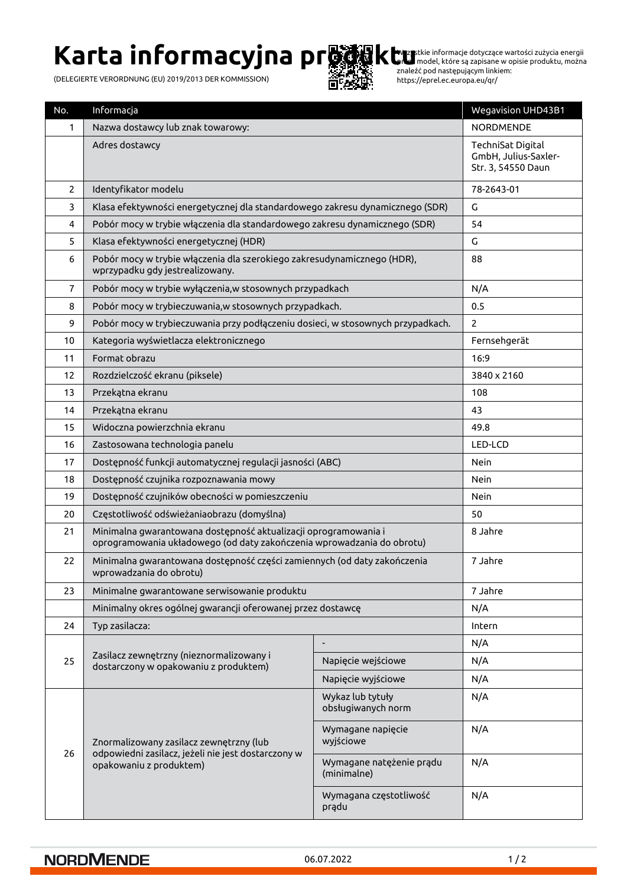# Karta informacyjna produktu

(DELEGIERTE VERORDNUNG (EU) 2019/2013 DER KOMMISSION)

Wszystkie informacje dotyczące wartości zużycia energii przez model, które są zapisane w opisie produktu, można znaleźć pod następującym linkiem: https://eprel.ec.europa.eu/qr/

| No. | Informacja | | Wegavision UHD43B1 |
|---|---|---|---|
| 1 | Nazwa dostawcy lub znak towarowy: | | NORDMENDE |
| | Adres dostawcy | | TechniSat Digital GmbH, Julius-Saxler-Str. 3, 54550 Daun |
| 2 | Identyfikator modelu | | 78-2643-01 |
| 3 | Klasa efektywności energetycznej dla standardowego zakresu dynamicznego (SDR) | | G |
| 4 | Pobór mocy w trybie włączenia dla standardowego zakresu dynamicznego (SDR) | | 54 |
| 5 | Klasa efektywności energetycznej (HDR) | | G |
| 6 | Pobór mocy w trybie włączenia dla szerokiego zakresudynamicznego (HDR), wprzypadku gdy jestrealizowany. | | 88 |
| 7 | Pobór mocy w trybie wyłączenia,w stosownych przypadkach | | N/A |
| 8 | Pobór mocy w trybieczuwania,w stosownych przypadkach. | | 0.5 |
| 9 | Pobór mocy w trybieczuwania przy podłączeniu dosieci, w stosownych przypadkach. | | 2 |
| 10 | Kategoria wyświetlacza elektronicznego | | Fernsehgerät |
| 11 | Format obrazu | | 16:9 |
| 12 | Rozdzielczość ekranu (piksele) | | 3840 x 2160 |
| 13 | Przekątna ekranu | | 108 |
| 14 | Przekątna ekranu | | 43 |
| 15 | Widoczna powierzchnia ekranu | | 49.8 |
| 16 | Zastosowana technologia panelu | | LED-LCD |
| 17 | Dostępność funkcji automatycznej regulacji jasności (ABC) | | Nein |
| 18 | Dostępność czujnika rozpoznawania mowy | | Nein |
| 19 | Dostępność czujników obecności w pomieszczeniu | | Nein |
| 20 | Częstotliwość odświeżaniaobrazu (domyślna) | | 50 |
| 21 | Minimalna gwarantowana dostępność aktualizacji oprogramowania i oprogramowania układowego (od daty zakończenia wprowadzania do obrotu) | | 8 Jahre |
| 22 | Minimalna gwarantowana dostępność części zamiennych (od daty zakończenia wprowadzania do obrotu) | | 7 Jahre |
| 23 | Minimalne gwarantowane serwisowanie produktu | | 7 Jahre |
| | Minimalny okres ogólnej gwarancji oferowanej przez dostawcę | | N/A |
| 24 | Typ zasilacza: | | Intern |
| 25 | Zasilacz zewnętrzny (nieznormalizowany i dostarczony w opakowaniu z produktem) | - | N/A |
| | | Napięcie wejściowe | N/A |
| | | Napięcie wyjściowe | N/A |
| 26 | Znormalizowany zasilacz zewnętrzny (lub odpowiedni zasilacz, jeżeli nie jest dostarczony w opakowaniu z produktem) | Wykaz lub tytuły obsługiwanych norm | N/A |
| | | Wymagane napięcie wyjściowe | N/A |
| | | Wymagane natężenie prądu (minimalne) | N/A |
| | | Wymagana częstotliwość prądu | N/A |

NORDMENDE 06.07.2022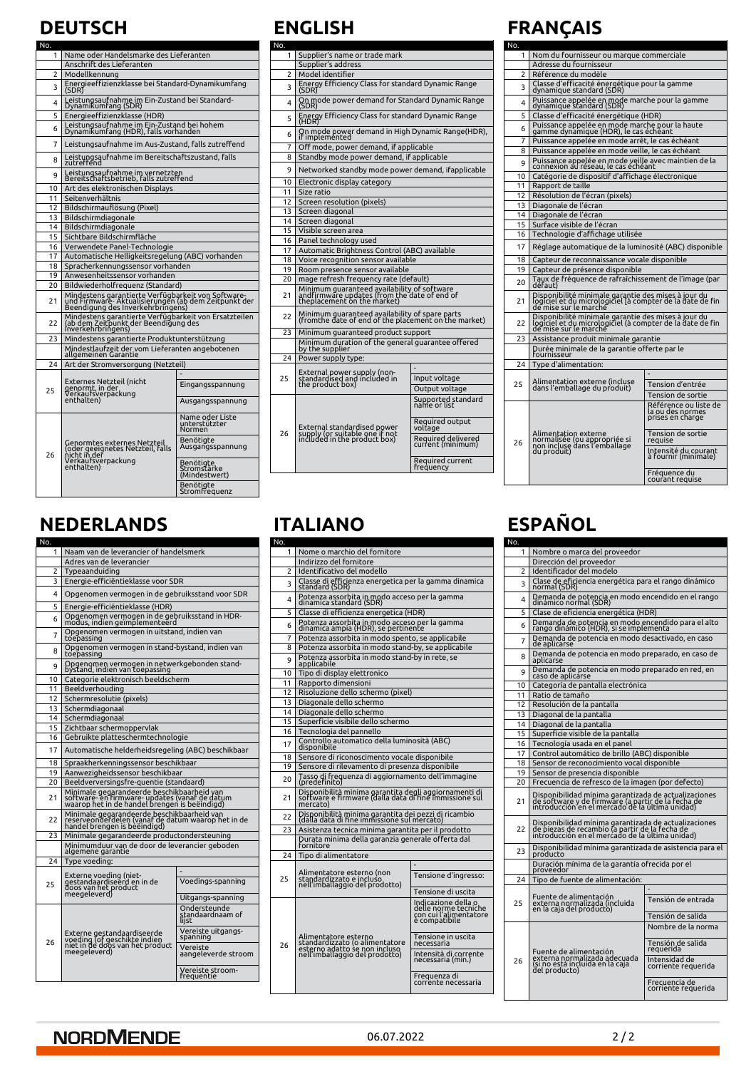## DEUTSCH

| No. | | |
|---|---|---|
| 1 | Name oder Handelsmarke des Lieferanten | |
| | Anschrift des Lieferanten | |
| 2 | Modellkennung | |
| 3 | Energieeffizienzklasse bei Standard-Dynamikumfang (SDR) | |
| 4 | Leistungsaufnahme im Ein-Zustand bei Standard-Dynamikumfang (SDR) | |
| 5 | Energieeffizienzklasse (HDR) | |
| 6 | Leistungsaufnahme im Ein-Zustand bei hohem Dynamikumfang (HDR), falls vorhanden | |
| 7 | Leistungsaufnahme im Aus-Zustand, falls zutreffend | |
| 8 | Leistungsaufnahme im Bereitschaftszustand, falls zutreffend | |
| 9 | Leistungsaufnahme im vernetzten Bereitschaftsbetrieb, falls zutreffend | |
| 10 | Art des elektronischen Displays | |
| 11 | Seitenverhältnis | |
| 12 | Bildschirmauflösung (Pixel) | |
| 13 | Bildschirmdiagonale | |
| 14 | Bildschirmdiagonale | |
| 15 | Sichtbare Bildschirmfläche | |
| 16 | Verwendete Panel-Technologie | |
| 17 | Automatische Helligkeitsregelung (ABC) vorhanden | |
| 18 | Spracherkennungssensor vorhanden | |
| 19 | Anwesenheitssensor vorhanden | |
| 20 | Bildwiederholfrequenz (Standard) | |
| 21 | Mindestens garantierte Verfügbarkeit von Software- und Firmware- Aktualisierungen (ab dem Zeitpunkt der Beendigung des Inverkehrbringens) | |
| 22 | Mindestens garantierte Verfügbarkeit von Ersatzteilen (ab dem Zeitpunkt der Beendigung des Inverkehrbringens) | |
| 23 | Mindestens garantierte Produktunterstützung | |
| | Mindestlaufzeit der vom Lieferanten angebotenen allgemeinen Garantie | |
| 24 | Art der Stromversorgung (Netzteil) | |
| 25 | Externes Netzteil (nicht genormt, in der Verkaufsverpackung enthalten) | - |
| | | Eingangsspannung |
| | | Ausgangsspannung |
| 26 | Genormtes externes Netzteil (oder geeignetes Netzteil, falls nicht in der Verkaufsverpackung enthalten) | Name oder Liste unterstützter Normen |
| | | Benötigte Ausgangsspannung |
| | | Benötigte Stromstärke (Mindestwert) |
| | | Benötigte Stromfrequenz |

## ENGLISH

| No. | | |
|---|---|---|
| 1 | Supplier's name or trade mark | |
| | Supplier's address | |
| 2 | Model identifier | |
| 3 | Energy Efficiency Class for standard Dynamic Range (SDR) | |
| 4 | On mode power demand for Standard Dynamic Range (SDR) | |
| 5 | Energy Efficiency Class for standard Dynamic Range (HDR) | |
| 6 | On mode power demand in High Dynamic Range(HDR), if implemented | |
| 7 | Off mode, power demand, if applicable | |
| 8 | Standby mode power demand, if applicable | |
| 9 | Networked standby mode power demand, ifapplicable | |
| 10 | Electronic display category | |
| 11 | Size ratio | |
| 12 | Screen resolution (pixels) | |
| 13 | Screen diagonal | |
| 14 | Screen diagonal | |
| 15 | Visible screen area | |
| 16 | Panel technology used | |
| 17 | Automatic Brightness Control (ABC) available | |
| 18 | Voice recognition sensor available | |
| 19 | Room presence sensor available | |
| 20 | mage refresh frequency rate (default) | |
| 21 | Minimum guaranteed availability of software andfirmware updates (from the date of end of theplacement on the market) | |
| 22 | Minimum guaranteed availability of spare parts (fromthe date of end of the placement on the market) | |
| 23 | Minimum guaranteed product support | |
| | Minimum duration of the general guarantee offered by the supplier | |
| 24 | Power supply type: | |
| 25 | External power supply (non-standardised and included in the product box) | - |
| | | Input voltage |
| | | Output voltage |
| 26 | External standardised power supply (or suitable one if not included in the product box) | Supported standard name or list |
| | | Required output voltage |
| | | Required delivered current (minimum) |
| | | Required current frequency |

## FRANÇAIS

| No. | | |
|---|---|---|
| 1 | Nom du fournisseur ou marque commerciale | |
| | Adresse du fournisseur | |
| 2 | Référence du modèle | |
| 3 | Classe d'efficacité énergétique pour la gamme dynamique standard (SDR) | |
| 4 | Puissance appelée en mode marche pour la gamme dynamique standard (SDR) | |
| 5 | Classe d'efficacité énergétique (HDR) | |
| 6 | Puissance appelée en mode marche pour la haute gamme dynamique (HDR), le cas échéant | |
| 7 | Puissance appelée en mode arrêt, le cas échéant | |
| 8 | Puissance appelée en mode veille, le cas échéant | |
| 9 | Puissance appelée en mode veille avec maintien de la connexion au réseau, le cas échéant | |
| 10 | Catégorie de dispositif d'affichage électronique | |
| 11 | Rapport de taille | |
| 12 | Résolution de l'écran (pixels) | |
| 13 | Diagonale de l'écran | |
| 14 | Diagonale de l'écran | |
| 15 | Surface visible de l'écran | |
| 16 | Technologie d'affichage utilisée | |
| 17 | Réglage automatique de la luminosité (ABC) disponible | |
| 18 | Capteur de reconnaissance vocale disponible | |
| 19 | Capteur de présence disponible | |
| 20 | Taux de fréquence de rafraîchissement de l'image (par défaut) | |
| 21 | Disponibilité minimale garantie des mises à jour du logiciel et du micrologiciel (à compter de la date de fin de mise sur le marché | |
| 22 | Disponibilité minimale garantie des mises à jour du logiciel et du micrologiciel (à compter de la date de fin de mise sur le marché | |
| 23 | Assistance produit minimale garantie | |
| | Durée minimale de la garantie offerte par le fournisseur | |
| 24 | Type d'alimentation: | |
| 25 | Alimentation externe (incluse dans l'emballage du produit) | - |
| | | Tension d'entrée |
| | | Tension de sortie |
| 26 | Alimentation externe normalisée (ou appropriée si non incluse dans l'emballage du produit) | Référence ou liste de la ou des normes prises en charge |
| | | Tension de sortie requise |
| | | Intensité du courant à fournir (minimale) |
| | | Fréquence du courant requise |

## NEDERLANDS

| No. | | |
|---|---|---|
| 1 | Naam van de leverancier of handelsmerk | |
| | Adres van de leverancier | |
| 2 | Typeaanduiding | |
| 3 | Energie-efficiëntieklasse voor SDR | |
| 4 | Opgenomen vermogen in de gebruiksstand voor SDR | |
| 5 | Energie-efficiëntieklasse (HDR) | |
| 6 | Opgenomen vermogen in de gebruiksstand in HDR-modus, indien geïmplementeerd | |
| 7 | Opgenomen vermogen in uitstand, indien van toepassing | |
| 8 | Opgenomen vermogen in stand-bystand, indien van toepassing | |
| 9 | Opgenomen vermogen in netwerkgebonden stand-bystand, indien van toepassing | |
| 10 | Categorie elektronisch beeldscherm | |
| 11 | Beeldverhouding | |
| 12 | Schermresolutie (pixels) | |
| 13 | Schermdiagonaal | |
| 14 | Schermdiagonaal | |
| 15 | Zichtbaar schermoppervlak | |
| 16 | Gebruikte platteschermtechnologie | |
| 17 | Automatische helderheidsregeling (ABC) beschikbaar | |
| 18 | Spraakherkenningssensor beschikbaar | |
| 19 | Aanwezigheidssensor beschikbaar | |
| 20 | Beeldverversingsfre-quentie (standaard) | |
| 21 | Minimale gegarandeerde beschikbaarheid van software- en firmware- updates (vanaf de datum waarop het in de handel brengen is beëindigd) | |
| 22 | Minimale gegarandeerde beschikbaarheid van reserveonderdelen (vanaf de datum waarop het in de handel brengen is beëindigd) | |
| 23 | Minimale gegarandeerde productondersteuning | |
| | Minimumduur van de door de leverancier geboden algemene garantie | |
| 24 | Type voeding: | |
| 25 | Externe voeding (niet-gestandaardiseerd en in de doos van het product meegeleverd) | - |
| | | Voedings-spanning |
| | | Uitgangs-spanning |
| 26 | Externe gestandaardiseerde voeding (of geschikte indien niet in de doos van het product meegeleverd) | Ondersteunde standaardnaam of lijst |
| | | Vereiste uitgangs-spanning |
| | | Vereiste aangeleverde stroom |
| | | Vereiste stroom-frequentie |

## ITALIANO

| No. | | |
|---|---|---|
| 1 | Nome o marchio del fornitore | |
| | Indirizzo del fornitore | |
| 2 | Identificativo del modello | |
| 3 | Classe di efficienza energetica per la gamma dinamica standard (SDR) | |
| 4 | Potenza assorbita in modo acceso per la gamma dinamica standard (SDR) | |
| 5 | Classe di efficienza energetica (HDR) | |
| 6 | Potenza assorbita in modo acceso per la gamma dinamica ampia (HDR), se pertinente | |
| 7 | Potenza assorbita in modo spento, se applicabile | |
| 8 | Potenza assorbita in modo stand-by, se applicabile | |
| 9 | Potenza assorbita in modo stand-by in rete, se applicabile | |
| 10 | Tipo di display elettronico | |
| 11 | Rapporto dimensioni | |
| 12 | Risoluzione dello schermo (pixel) | |
| 13 | Diagonale dello schermo | |
| 14 | Diagonale dello schermo | |
| 15 | Superficie visibile dello schermo | |
| 16 | Tecnologia del pannello | |
| 17 | Controllo automatico della luminosità (ABC) disponibile | |
| 18 | Sensore di riconoscimento vocale disponibile | |
| 19 | Sensore di rilevamento di presenza disponibile | |
| 20 | Tasso di frequenza di aggiornamento dell'immagine (predefinito) | |
| 21 | Disponibilità minima garantita degli aggiornamenti di software e firmware (dalla data di fine immissione sul mercato) | |
| 22 | Disponibilità minima garantita dei pezzi di ricambio (dalla data di fine immissione sul mercato) | |
| 23 | Asistenza tecnica minima garantita per il prodotto | |
| | Durata minima della garanzia generale offerta dal fornitore | |
| 24 | Tipo di alimentatore | |
| 25 | Alimentatore esterno (non standardizzato e incluso nell'imballaggio del prodotto) | - |
| | | Tensione d'ingresso: |
| | | Tensione di uscita |
| 26 | Alimentatore esterno standardizzato (o alimentatore esterno adatto se non incluso nell'imballaggio del prodotto) | Indicazione della o delle norme tecniche con cui l'alimentatore è compatibile |
| | | Tensione in uscita necessaria |
| | | Intensità di corrente necessaria (min.) |
| | | Frequenza di corrente necessaria |

## ESPAÑOL

| No. | | |
|---|---|---|
| 1 | Nombre o marca del proveedor | |
| | Dirección del proveedor | |
| 2 | Identificador del modelo | |
| 3 | Clase de eficiencia energética para el rango dinámico normal (SDR) | |
| 4 | Demanda de potencia en modo encendido en el rango dinámico normal (SDR) | |
| 5 | Clase de eficiencia energética (HDR) | |
| 6 | Demanda de potencia en modo encendido para el alto rango dinámico (HDR), si se implementa | |
| 7 | Demanda de potencia en modo desactivado, en caso de aplicarse | |
| 8 | Demanda de potencia en modo preparado, en caso de aplicarse | |
| 9 | Demanda de potencia en modo preparado en red, en caso de aplicarse | |
| 10 | Categoría de pantalla electrónica | |
| 11 | Ratio de tamaño | |
| 12 | Resolución de la pantalla | |
| 13 | Diagonal de la pantalla | |
| 14 | Diagonal de la pantalla | |
| 15 | Superficie visible de la pantalla | |
| 16 | Tecnología usada en el panel | |
| 17 | Control automático de brillo (ABC) disponible | |
| 18 | Sensor de reconocimiento vocal disponible | |
| 19 | Sensor de presencia disponible | |
| 20 | Frecuencia de refresco de la imagen (por defecto) | |
| 21 | Disponibilidad mínima garantizada de actualizaciones de software y de firmware (a partir de la fecha de introducción en el mercado de la última unidad) | |
| 22 | Disponibilidad mínima garantizada de actualizaciones de piezas de recambio (a partir de la fecha de introducción en el mercado de la última unidad) | |
| 23 | Disponibilidad mínima garantizada de asistencia para el producto | |
| | Duración mínima de la garantía ofrecida por el proveedor | |
| 24 | Tipo de fuente de alimentación: | |
| 25 | Fuente de alimentación externa normalizada (incluida en la caja del producto) | - |
| | | Tensión de entrada |
| | | Tensión de salida |
| 26 | Fuente de alimentación externa normalizada adecuada (si no está incluida en la caja del producto) | Nombre de la norma |
| | | Tensión de salida requerida |
| | | Intensidad de corriente requerida |
| | | Frecuencia de corriente requerida |

NORDMENDE

06.07.2022